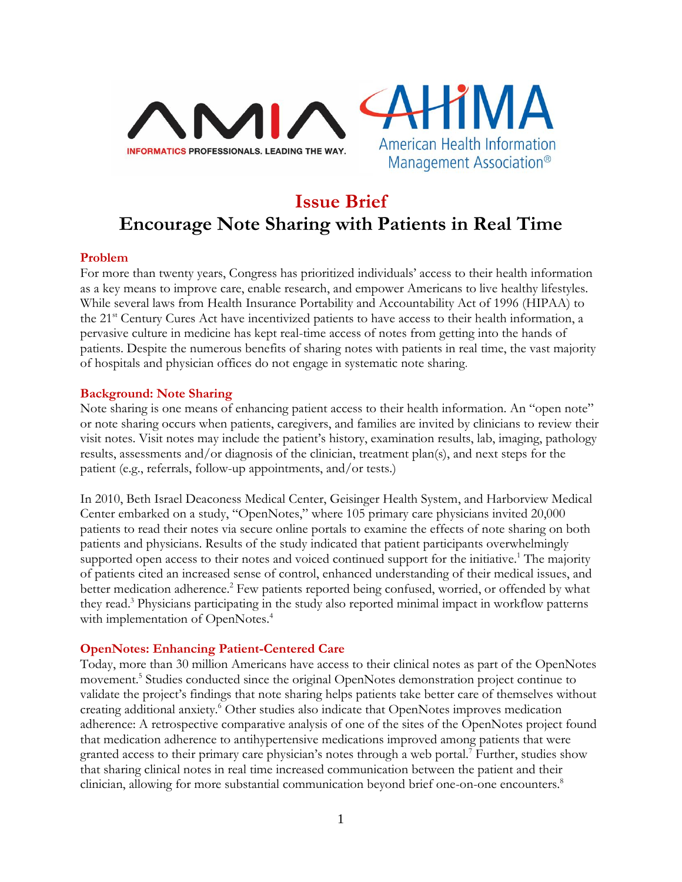AMIA — INFORMATICS PROFESSIONALS. LEADING THE WAY.

AHIMA — American Health Information Management Association®

# Issue Brief

# Encourage Note Sharing with Patients in Real Time

## Problem

For more than twenty years, Congress has prioritized individuals' access to their health information as a key means to improve care, enable research, and empower Americans to live healthy lifestyles. While several laws from Health Insurance Portability and Accountability Act of 1996 (HIPAA) to the 21st Century Cures Act have incentivized patients to have access to their health information, a pervasive culture in medicine has kept real-time access of notes from getting into the hands of patients. Despite the numerous benefits of sharing notes with patients in real time, the vast majority of hospitals and physician offices do not engage in systematic note sharing.

## Background: Note Sharing

Note sharing is one means of enhancing patient access to their health information. An "open note" or note sharing occurs when patients, caregivers, and families are invited by clinicians to review their visit notes. Visit notes may include the patient's history, examination results, lab, imaging, pathology results, assessments and/or diagnosis of the clinician, treatment plan(s), and next steps for the patient (e.g., referrals, follow-up appointments, and/or tests.)

In 2010, Beth Israel Deaconess Medical Center, Geisinger Health System, and Harborview Medical Center embarked on a study, "OpenNotes," where 105 primary care physicians invited 20,000 patients to read their notes via secure online portals to examine the effects of note sharing on both patients and physicians. Results of the study indicated that patient participants overwhelmingly supported open access to their notes and voiced continued support for the initiative.[1] The majority of patients cited an increased sense of control, enhanced understanding of their medical issues, and better medication adherence.[2] Few patients reported being confused, worried, or offended by what they read.[3] Physicians participating in the study also reported minimal impact in workflow patterns with implementation of OpenNotes.[4]

## OpenNotes: Enhancing Patient-Centered Care

Today, more than 30 million Americans have access to their clinical notes as part of the OpenNotes movement.[5] Studies conducted since the original OpenNotes demonstration project continue to validate the project's findings that note sharing helps patients take better care of themselves without creating additional anxiety.[6] Other studies also indicate that OpenNotes improves medication adherence: A retrospective comparative analysis of one of the sites of the OpenNotes project found that medication adherence to antihypertensive medications improved among patients that were granted access to their primary care physician's notes through a web portal.[7] Further, studies show that sharing clinical notes in real time increased communication between the patient and their clinician, allowing for more substantial communication beyond brief one-on-one encounters.[8]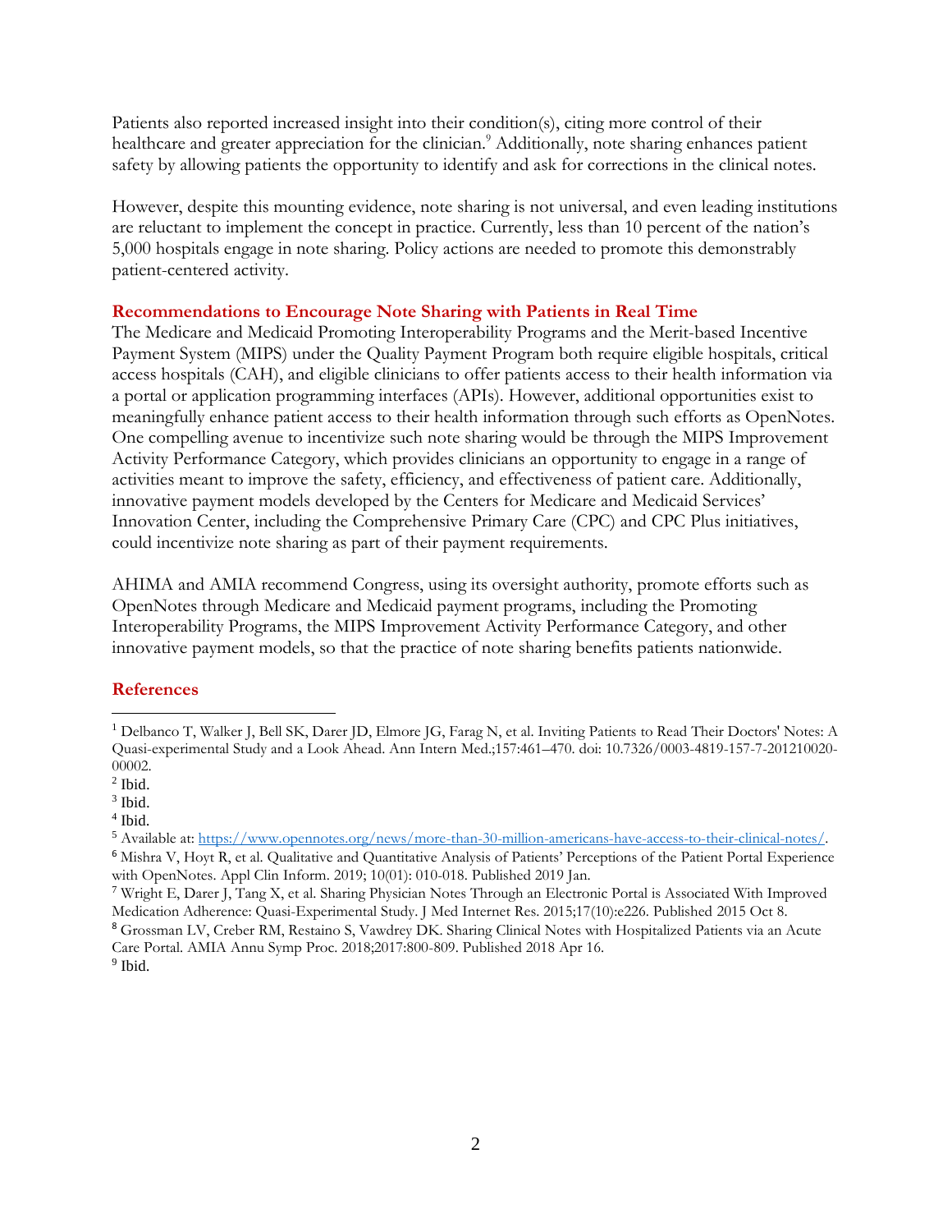Patients also reported increased insight into their condition(s), citing more control of their healthcare and greater appreciation for the clinician.[9] Additionally, note sharing enhances patient safety by allowing patients the opportunity to identify and ask for corrections in the clinical notes.

However, despite this mounting evidence, note sharing is not universal, and even leading institutions are reluctant to implement the concept in practice. Currently, less than 10 percent of the nation's 5,000 hospitals engage in note sharing. Policy actions are needed to promote this demonstrably patient-centered activity.

## Recommendations to Encourage Note Sharing with Patients in Real Time

The Medicare and Medicaid Promoting Interoperability Programs and the Merit-based Incentive Payment System (MIPS) under the Quality Payment Program both require eligible hospitals, critical access hospitals (CAH), and eligible clinicians to offer patients access to their health information via a portal or application programming interfaces (APIs). However, additional opportunities exist to meaningfully enhance patient access to their health information through such efforts as OpenNotes. One compelling avenue to incentivize such note sharing would be through the MIPS Improvement Activity Performance Category, which provides clinicians an opportunity to engage in a range of activities meant to improve the safety, efficiency, and effectiveness of patient care. Additionally, innovative payment models developed by the Centers for Medicare and Medicaid Services' Innovation Center, including the Comprehensive Primary Care (CPC) and CPC Plus initiatives, could incentivize note sharing as part of their payment requirements.

AHIMA and AMIA recommend Congress, using its oversight authority, promote efforts such as OpenNotes through Medicare and Medicaid payment programs, including the Promoting Interoperability Programs, the MIPS Improvement Activity Performance Category, and other innovative payment models, so that the practice of note sharing benefits patients nationwide.

## References

[1] Delbanco T, Walker J, Bell SK, Darer JD, Elmore JG, Farag N, et al. Inviting Patients to Read Their Doctors' Notes: A Quasi-experimental Study and a Look Ahead. Ann Intern Med.;157:461–470. doi: 10.7326/0003-4819-157-7-201210020-00002.

[2] Ibid.

[3] Ibid.

[4] Ibid.

[5] Available at: https://www.opennotes.org/news/more-than-30-million-americans-have-access-to-their-clinical-notes/.

[6] Mishra V, Hoyt R, et al. Qualitative and Quantitative Analysis of Patients' Perceptions of the Patient Portal Experience with OpenNotes. Appl Clin Inform. 2019; 10(01): 010-018. Published 2019 Jan.

[7] Wright E, Darer J, Tang X, et al. Sharing Physician Notes Through an Electronic Portal is Associated With Improved Medication Adherence: Quasi-Experimental Study. J Med Internet Res. 2015;17(10):e226. Published 2015 Oct 8.

[8] Grossman LV, Creber RM, Restaino S, Vawdrey DK. Sharing Clinical Notes with Hospitalized Patients via an Acute Care Portal. AMIA Annu Symp Proc. 2018;2017:800-809. Published 2018 Apr 16.

[9] Ibid.